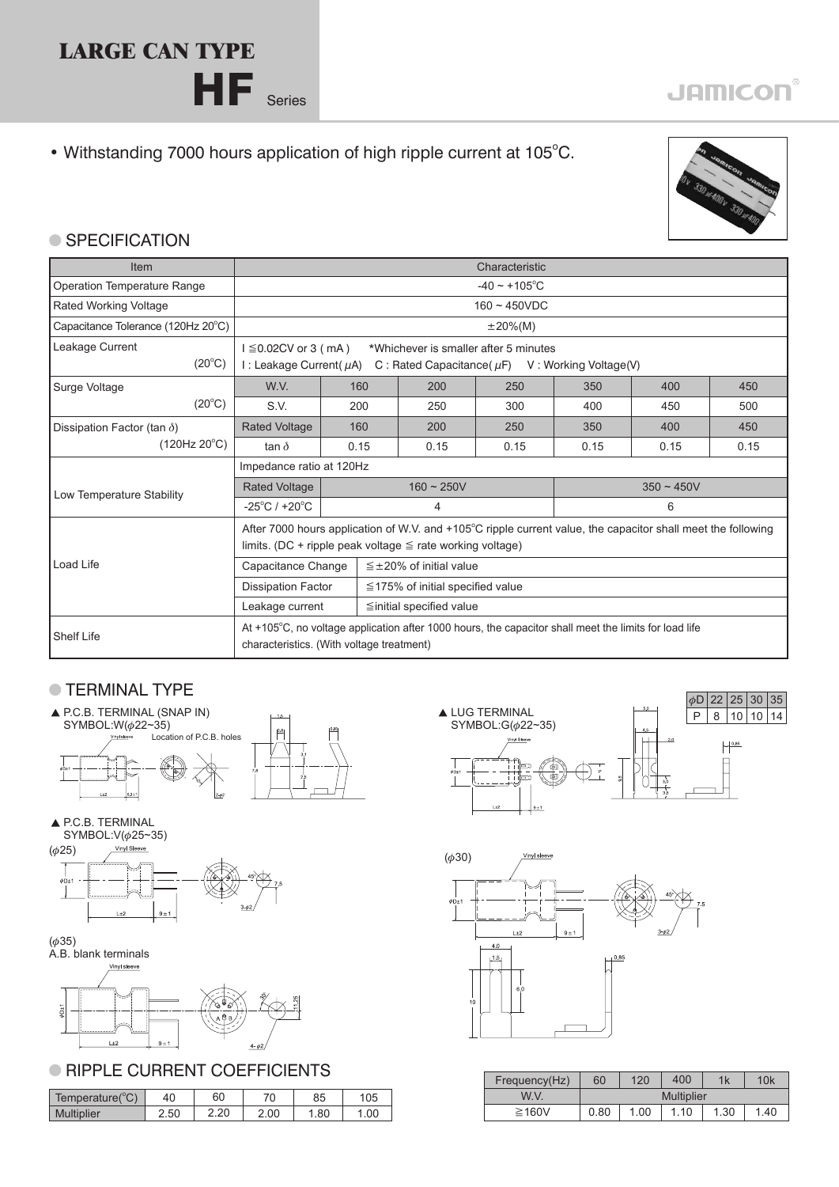# LARGE CAN TYPE

# HF Series

JAMICON

- Withstanding 7000 hours application of high ripple current at 105°C.

## SPECIFICATION

| Item | Characteristic | | | | | | |
|---|---|---|---|---|---|---|---|
| Operation Temperature Range | -40 ~ +105°C | | | | | | |
| Rated Working Voltage | 160 ~ 450VDC | | | | | | |
| Capacitance Tolerance (120Hz 20°C) | ±20%(M) | | | | | | |
| Leakage Current (20°C) | I ≦0.02CV or 3 ( mA ) \*Whichever is smaller after 5 minutes<br>I : Leakage Current( $\mu$A) C : Rated Capacitance( $\mu$F) V : Working Voltage(V) | | | | | | |
| Surge Voltage (20°C) | W.V. | 160 | 200 | 250 | 350 | 400 | 450 |
| | S.V. | 200 | 250 | 300 | 400 | 450 | 500 |
| Dissipation Factor (tan $\delta$) (120Hz 20°C) | Rated Voltage | 160 | 200 | 250 | 350 | 400 | 450 |
| | tan $\delta$ | 0.15 | 0.15 | 0.15 | 0.15 | 0.15 | 0.15 |
| Low Temperature Stability | Impedance ratio at 120Hz | | | | | | |
| | Rated Voltage | 160 ~ 250V | | | 350 ~ 450V | | |
| | -25°C / +20°C | 4 | | | 6 | | |
| Load Life | After 7000 hours application of W.V. and +105°C ripple current value, the capacitor shall meet the following limits. (DC + ripple peak voltage ≦ rate working voltage) | | | | | | |
| | Capacitance Change | ≦±20% of initial value | | | | | |
| | Dissipation Factor | ≦175% of initial specified value | | | | | |
| | Leakage current | ≦initial specified value | | | | | |
| Shelf Life | At +105°C, no voltage application after 1000 hours, the capacitor shall meet the limits for load life characteristics. (With voltage treatment) | | | | | | |

## TERMINAL TYPE

▲ P.C.B. TERMINAL (SNAP IN)
SYMBOL:W($\phi$22~35)

▲ LUG TERMINAL
SYMBOL:G($\phi$22~35)

| $\phi$D | 22 | 25 | 30 | 35 |
|---|---|---|---|---|
| P | 8 | 10 | 10 | 14 |

▲ P.C.B. TERMINAL
SYMBOL:V($\phi$25~35)

($\phi$25)

($\phi$30)

($\phi$35)
A.B. blank terminals

## RIPPLE CURRENT COEFFICIENTS

| Temperature(°C) | 40 | 60 | 70 | 85 | 105 |
|---|---|---|---|---|---|
| Multiplier | 2.50 | 2.20 | 2.00 | 1.80 | 1.00 |

| Frequency(Hz) | 60 | 120 | 400 | 1k | 10k |
|---|---|---|---|---|---|
| W.V. | Multiplier | | | | |
| ≧160V | 0.80 | 1.00 | 1.10 | 1.30 | 1.40 |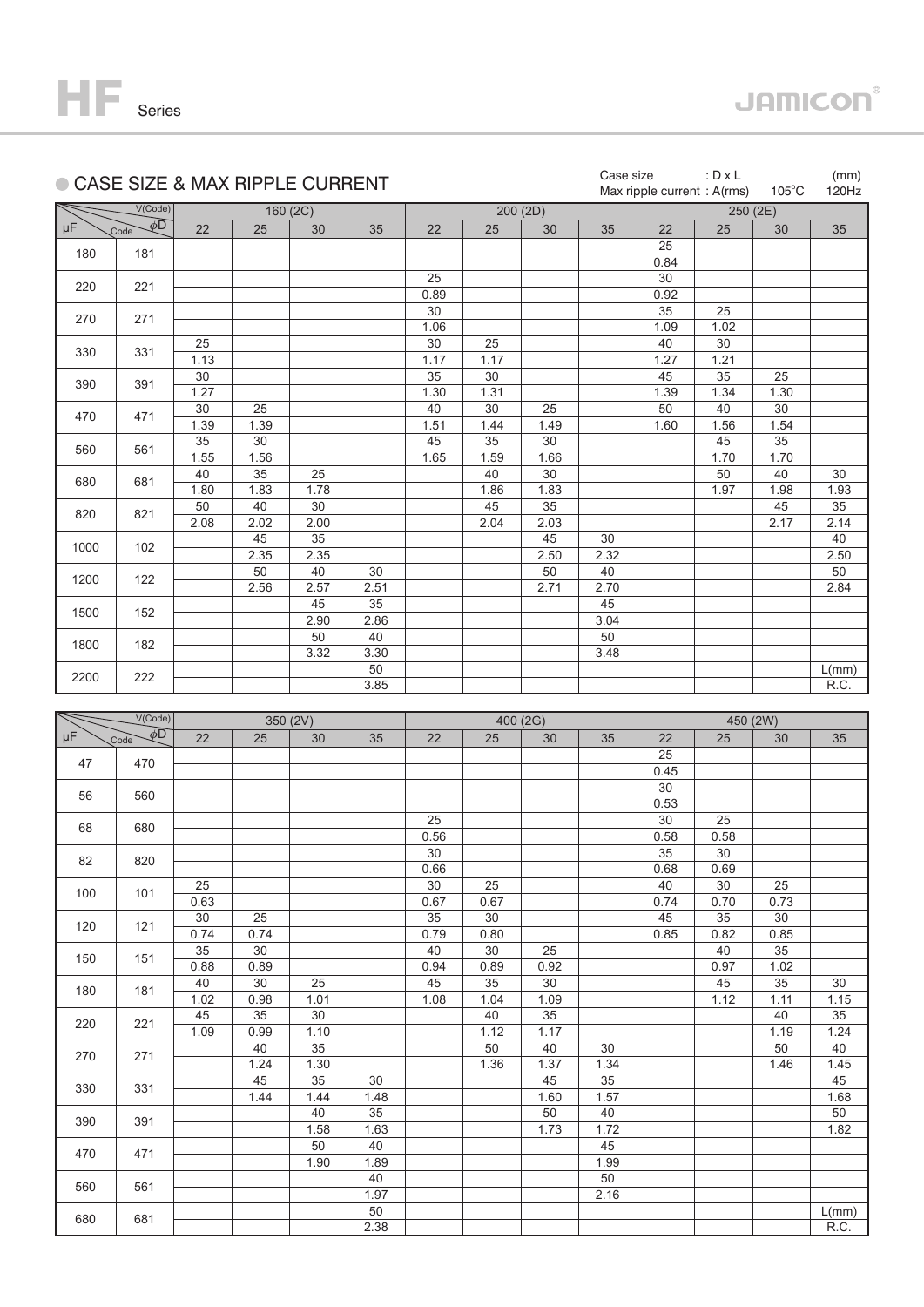## CASE SIZE & MAX RIPPLE CURRENT

Case size : D x L (mm)
Max ripple current : A(rms) 105°C 120Hz

| μF | V(Code) / Code φD | 160 (2C) | | | | 200 (2D) | | | | 250 (2E) | | | |
|---|---|---|---|---|---|---|---|---|---|---|---|---|---|
| | | 22 | 25 | 30 | 35 | 22 | 25 | 30 | 35 | 22 | 25 | 30 | 35 |
| 180 | 181 | | | | | | | | | 25 | | | |
| | | | | | | | | | | 0.84 | | | |
| 220 | 221 | | | | | 25 | | | | 30 | | | |
| | | | | | | 0.89 | | | | 0.92 | | | |
| 270 | 271 | | | | | 30 | | | | 35 | 25 | | |
| | | | | | | 1.06 | | | | 1.09 | 1.02 | | |
| 330 | 331 | 25 | | | | 30 | 25 | | | 40 | 30 | | |
| | | 1.13 | | | | 1.17 | 1.17 | | | 1.27 | 1.21 | | |
| 390 | 391 | 30 | | | | 35 | 30 | | | 45 | 35 | 25 | |
| | | 1.27 | | | | 1.30 | 1.31 | | | 1.39 | 1.34 | 1.30 | |
| 470 | 471 | 30 | 25 | | | 40 | 30 | 25 | | 50 | 40 | 30 | |
| | | 1.39 | 1.39 | | | 1.51 | 1.44 | 1.49 | | 1.60 | 1.56 | 1.54 | |
| 560 | 561 | 35 | 30 | | | 45 | 35 | 30 | | | 45 | 35 | |
| | | 1.55 | 1.56 | | | 1.65 | 1.59 | 1.66 | | | 1.70 | 1.70 | |
| 680 | 681 | 40 | 35 | 25 | | | 40 | 30 | | | 50 | 40 | 30 |
| | | 1.80 | 1.83 | 1.78 | | | 1.86 | 1.83 | | | 1.97 | 1.98 | 1.93 |
| 820 | 821 | 50 | 40 | 30 | | | 45 | 35 | | | | 45 | 35 |
| | | 2.08 | 2.02 | 2.00 | | | 2.04 | 2.03 | | | | 2.17 | 2.14 |
| 1000 | 102 | | 45 | 35 | | | | 45 | 30 | | | | 40 |
| | | | 2.35 | 2.35 | | | | 2.50 | 2.32 | | | | 2.50 |
| 1200 | 122 | | 50 | 40 | 30 | | | 50 | 40 | | | | 50 |
| | | | 2.56 | 2.57 | 2.51 | | | 2.71 | 2.70 | | | | 2.84 |
| 1500 | 152 | | | 45 | 35 | | | | 45 | | | | |
| | | | | 2.90 | 2.86 | | | | 3.04 | | | | |
| 1800 | 182 | | | 50 | 40 | | | | 50 | | | | |
| | | | | 3.32 | 3.30 | | | | 3.48 | | | | |
| 2200 | 222 | | | | 50 | | | | | | | | L(mm) |
| | | | | | 3.85 | | | | | | | | R.C. |

| μF | V(Code) / Code φD | 350 (2V) | | | | 400 (2G) | | | | 450 (2W) | | | |
|---|---|---|---|---|---|---|---|---|---|---|---|---|---|
| | | 22 | 25 | 30 | 35 | 22 | 25 | 30 | 35 | 22 | 25 | 30 | 35 |
| 47 | 470 | | | | | | | | | 25 | | | |
| | | | | | | | | | | 0.45 | | | |
| 56 | 560 | | | | | | | | | 30 | | | |
| | | | | | | | | | | 0.53 | | | |
| 68 | 680 | | | | | 25 | | | | 30 | 25 | | |
| | | | | | | 0.56 | | | | 0.58 | 0.58 | | |
| 82 | 820 | | | | | 30 | | | | 35 | 30 | | |
| | | | | | | 0.66 | | | | 0.68 | 0.69 | | |
| 100 | 101 | 25 | | | | 30 | 25 | | | 40 | 30 | 25 | |
| | | 0.63 | | | | 0.67 | 0.67 | | | 0.74 | 0.70 | 0.73 | |
| 120 | 121 | 30 | 25 | | | 35 | 30 | | | 45 | 35 | 30 | |
| | | 0.74 | 0.74 | | | 0.79 | 0.80 | | | 0.85 | 0.82 | 0.85 | |
| 150 | 151 | 35 | 30 | | | 40 | 30 | 25 | | | 40 | 35 | |
| | | 0.88 | 0.89 | | | 0.94 | 0.89 | 0.92 | | | 0.97 | 1.02 | |
| 180 | 181 | 40 | 30 | 25 | | 45 | 35 | 30 | | | 45 | 35 | 30 |
| | | 1.02 | 0.98 | 1.01 | | 1.08 | 1.04 | 1.09 | | | 1.12 | 1.11 | 1.15 |
| 220 | 221 | 45 | 35 | 30 | | | 40 | 35 | | | | 40 | 35 |
| | | 1.09 | 0.99 | 1.10 | | | 1.12 | 1.17 | | | | 1.19 | 1.24 |
| 270 | 271 | | 40 | 35 | | | 50 | 40 | 30 | | | 50 | 40 |
| | | | 1.24 | 1.30 | | | 1.36 | 1.37 | 1.34 | | | 1.46 | 1.45 |
| 330 | 331 | | 45 | 35 | 30 | | | 45 | 35 | | | | 45 |
| | | | 1.44 | 1.44 | 1.48 | | | 1.60 | 1.57 | | | | 1.68 |
| 390 | 391 | | | 40 | 35 | | | 50 | 40 | | | | 50 |
| | | | | 1.58 | 1.63 | | | 1.73 | 1.72 | | | | 1.82 |
| 470 | 471 | | | 50 | 40 | | | | 45 | | | | |
| | | | | 1.90 | 1.89 | | | | 1.99 | | | | |
| 560 | 561 | | | | 40 | | | | 50 | | | | |
| | | | | | 1.97 | | | | 2.16 | | | | |
| 680 | 681 | | | | 50 | | | | | | | | L(mm) |
| | | | | | 2.38 | | | | | | | | R.C. |